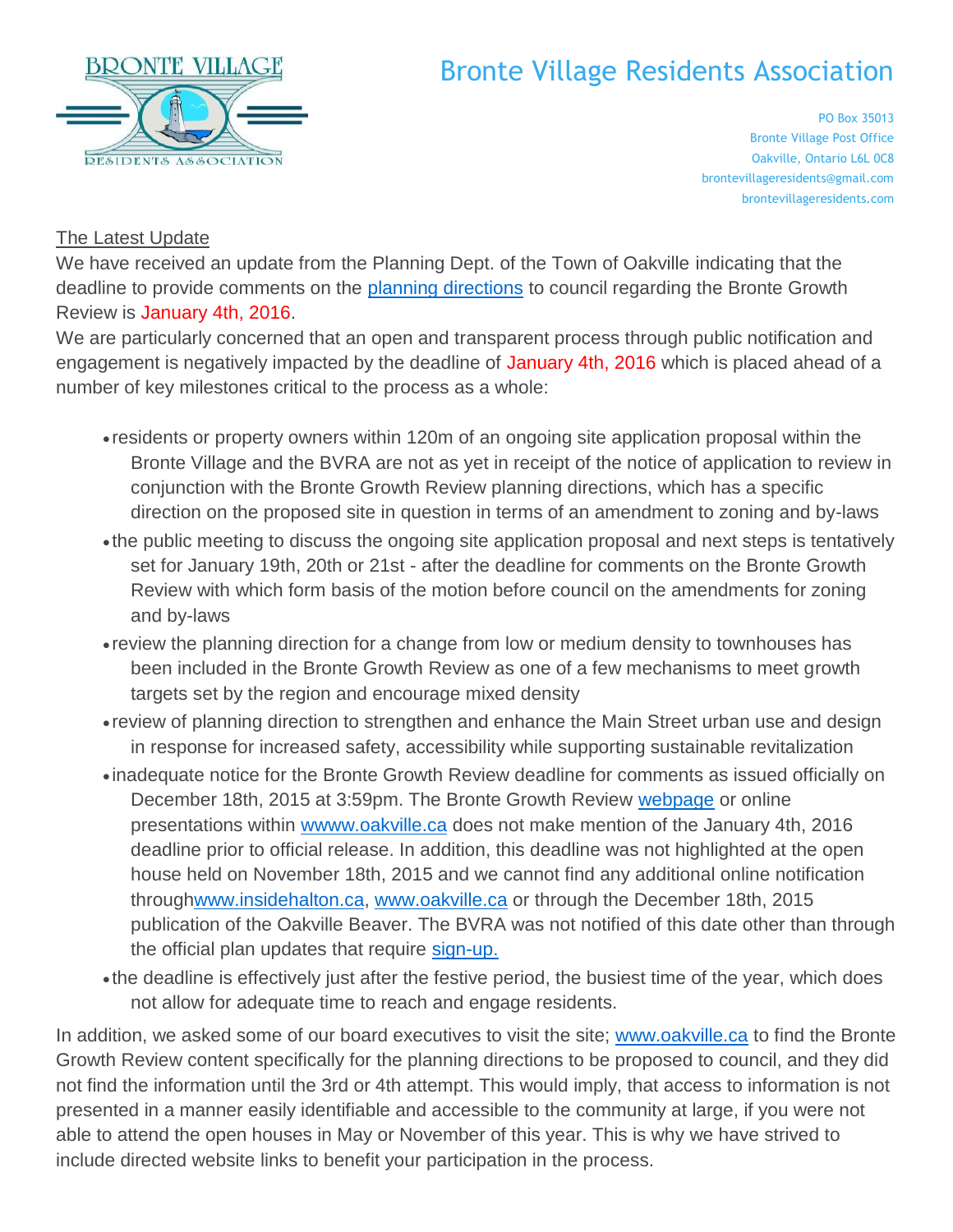# Bronte Village Residents Association

PO Box 35013
Bronte Village Post Office
Oakville, Ontario L6L 0C8
brontevillageresidents@gmail.com
brontevillageresidents.com

## The Latest Update

We have received an update from the Planning Dept. of the Town of Oakville indicating that the deadline to provide comments on the planning directions to council regarding the Bronte Growth Review is January 4th, 2016.

We are particularly concerned that an open and transparent process through public notification and engagement is negatively impacted by the deadline of January 4th, 2016 which is placed ahead of a number of key milestones critical to the process as a whole:

- residents or property owners within 120m of an ongoing site application proposal within the Bronte Village and the BVRA are not as yet in receipt of the notice of application to review in conjunction with the Bronte Growth Review planning directions, which has a specific direction on the proposed site in question in terms of an amendment to zoning and by-laws
- the public meeting to discuss the ongoing site application proposal and next steps is tentatively set for January 19th, 20th or 21st - after the deadline for comments on the Bronte Growth Review with which form basis of the motion before council on the amendments for zoning and by-laws
- review the planning direction for a change from low or medium density to townhouses has been included in the Bronte Growth Review as one of a few mechanisms to meet growth targets set by the region and encourage mixed density
- review of planning direction to strengthen and enhance the Main Street urban use and design in response for increased safety, accessibility while supporting sustainable revitalization
- inadequate notice for the Bronte Growth Review deadline for comments as issued officially on December 18th, 2015 at 3:59pm. The Bronte Growth Review webpage or online presentations within wwww.oakville.ca does not make mention of the January 4th, 2016 deadline prior to official release. In addition, this deadline was not highlighted at the open house held on November 18th, 2015 and we cannot find any additional online notification throughwww.insidehalton.ca, www.oakville.ca or through the December 18th, 2015 publication of the Oakville Beaver. The BVRA was not notified of this date other than through the official plan updates that require sign-up.
- the deadline is effectively just after the festive period, the busiest time of the year, which does not allow for adequate time to reach and engage residents.

In addition, we asked some of our board executives to visit the site; www.oakville.ca to find the Bronte Growth Review content specifically for the planning directions to be proposed to council, and they did not find the information until the 3rd or 4th attempt. This would imply, that access to information is not presented in a manner easily identifiable and accessible to the community at large, if you were not able to attend the open houses in May or November of this year. This is why we have strived to include directed website links to benefit your participation in the process.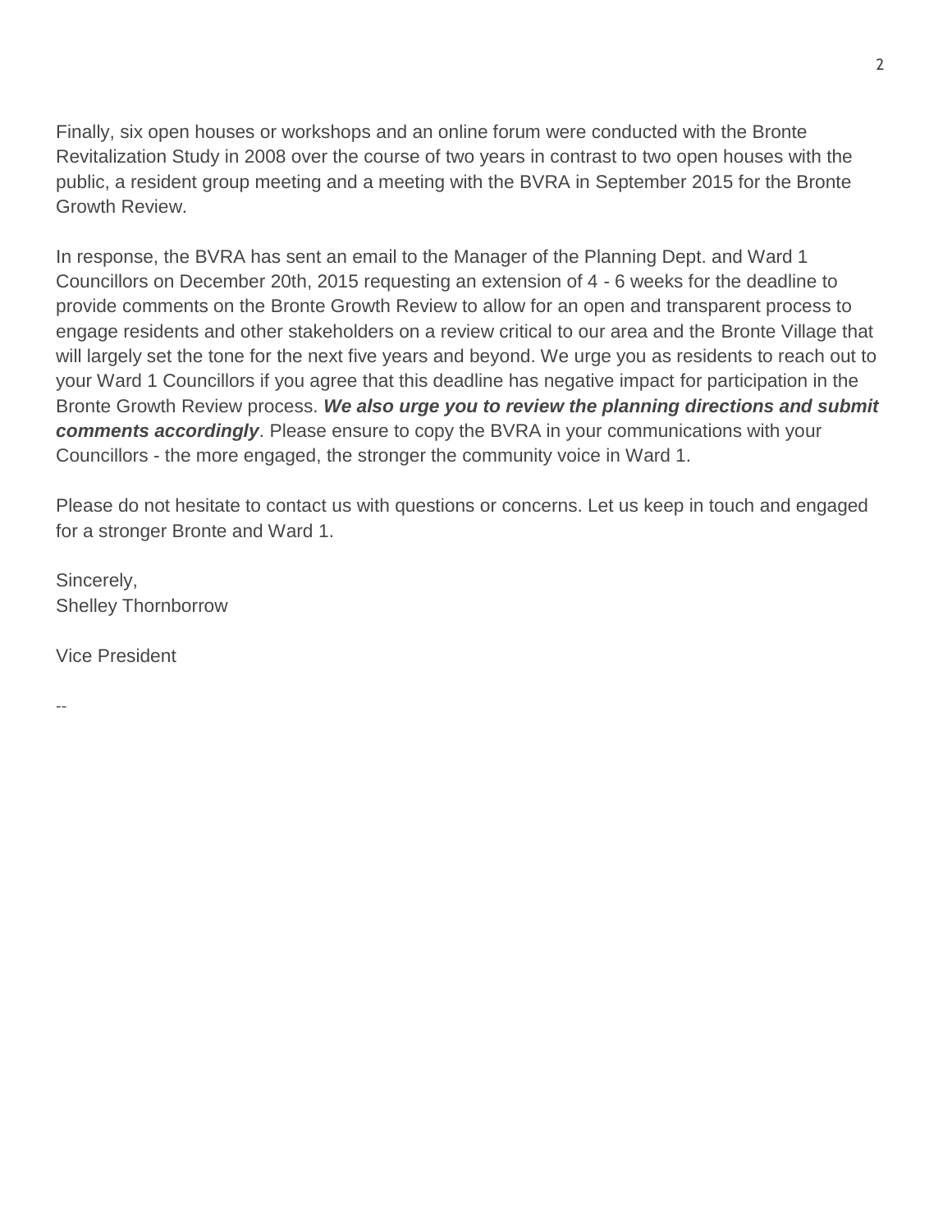Finally, six open houses or workshops and an online forum were conducted with the Bronte Revitalization Study in 2008 over the course of two years in contrast to two open houses with the public, a resident group meeting and a meeting with the BVRA in September 2015 for the Bronte Growth Review.

In response, the BVRA has sent an email to the Manager of the Planning Dept. and Ward 1 Councillors on December 20th, 2015 requesting an extension of 4 - 6 weeks for the deadline to provide comments on the Bronte Growth Review to allow for an open and transparent process to engage residents and other stakeholders on a review critical to our area and the Bronte Village that will largely set the tone for the next five years and beyond. We urge you as residents to reach out to your Ward 1 Councillors if you agree that this deadline has negative impact for participation in the Bronte Growth Review process. ***We also urge you to review the planning directions and submit comments accordingly***. Please ensure to copy the BVRA in your communications with your Councillors - the more engaged, the stronger the community voice in Ward 1.

Please do not hesitate to contact us with questions or concerns. Let us keep in touch and engaged for a stronger Bronte and Ward 1.

Sincerely,
Shelley Thornborrow

Vice President

--